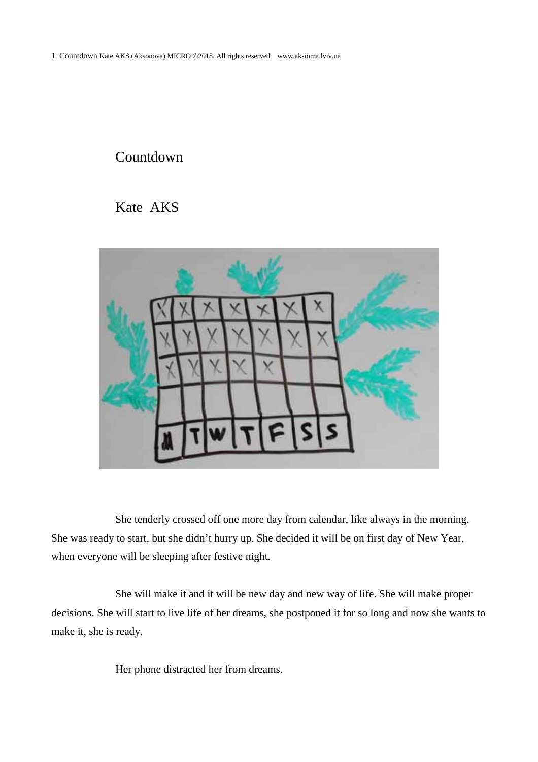# Countdown

## Kate AKS

She tenderly crossed off one more day from calendar, like always in the morning. She was ready to start, but she didn't hurry up. She decided it will be on first day of New Year, when everyone will be sleeping after festive night.

She will make it and it will be new day and new way of life. She will make proper decisions. She will start to live life of her dreams, she postponed it for so long and now she wants to make it, she is ready.

Her phone distracted her from dreams.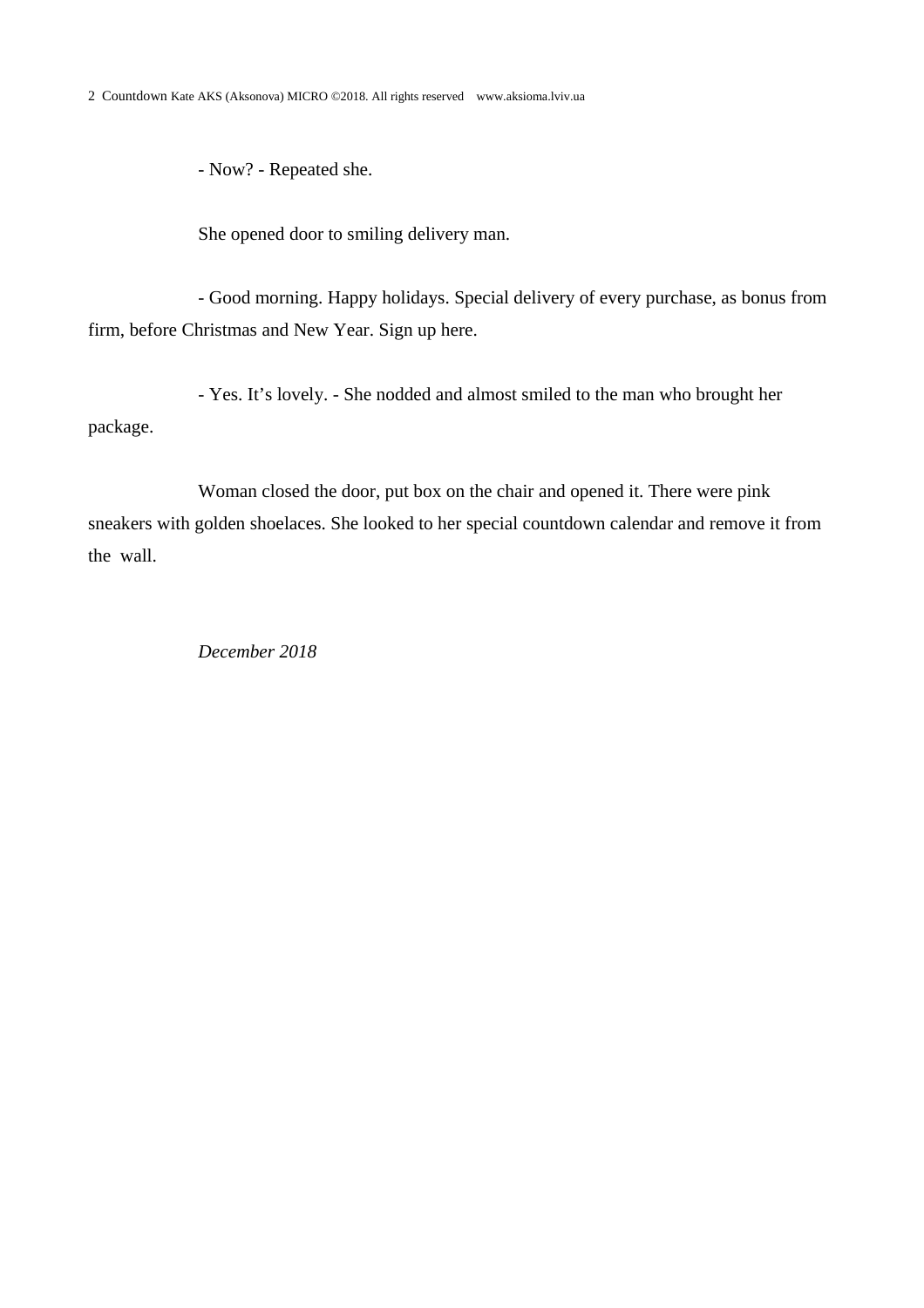- Now? - Repeated she.

She opened door to smiling delivery man.

- Good morning. Happy holidays. Special delivery of every purchase, as bonus from firm, before Christmas and New Year. Sign up here.

- Yes. It's lovely. - She nodded and almost smiled to the man who brought her package.

Woman closed the door, put box on the chair and opened it. There were pink sneakers with golden shoelaces. She looked to her special countdown calendar and remove it from the wall.

*December 2018*